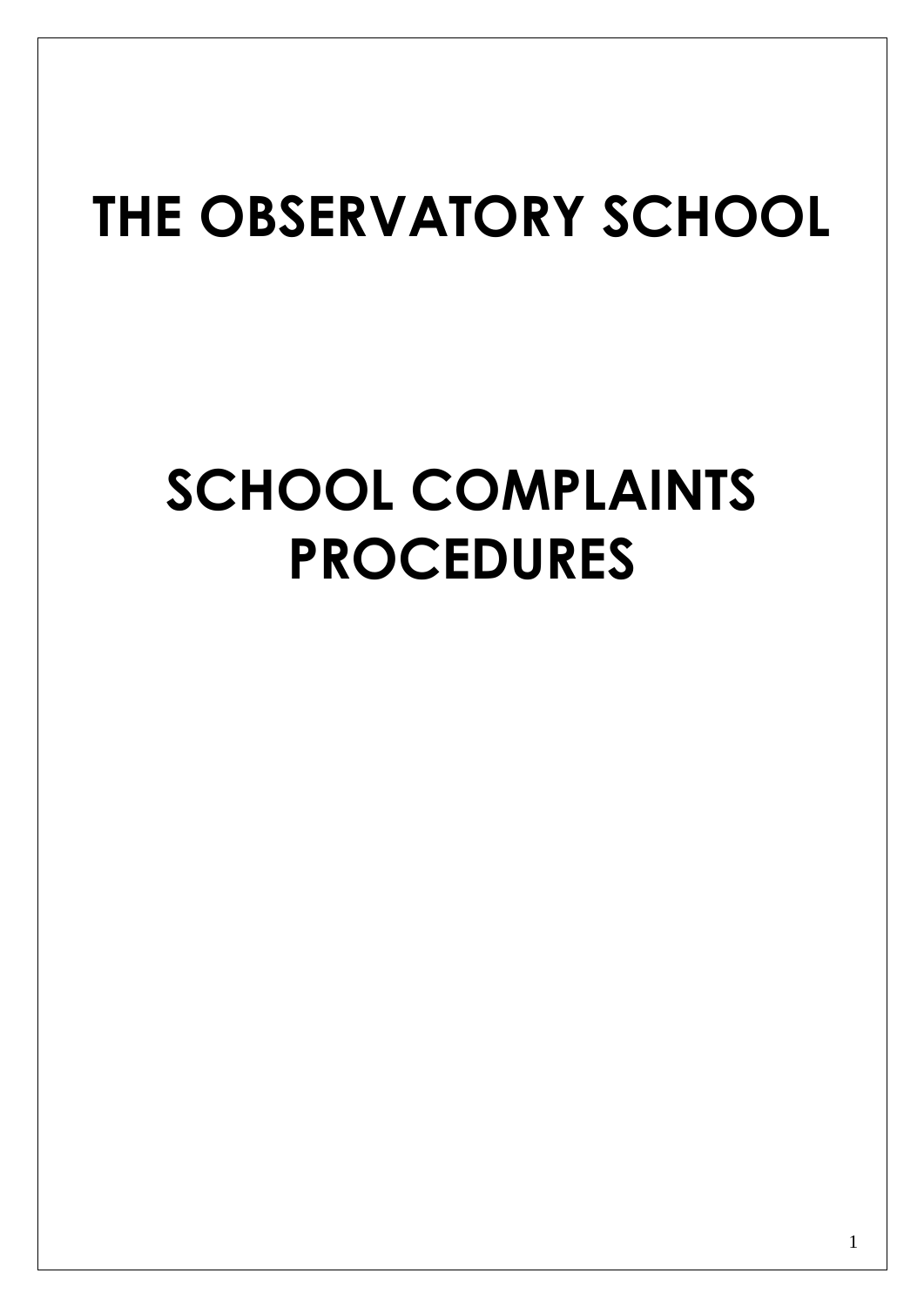# THE OBSERVATORY SCHOOL

# SCHOOL COMPLAINTS PROCEDURES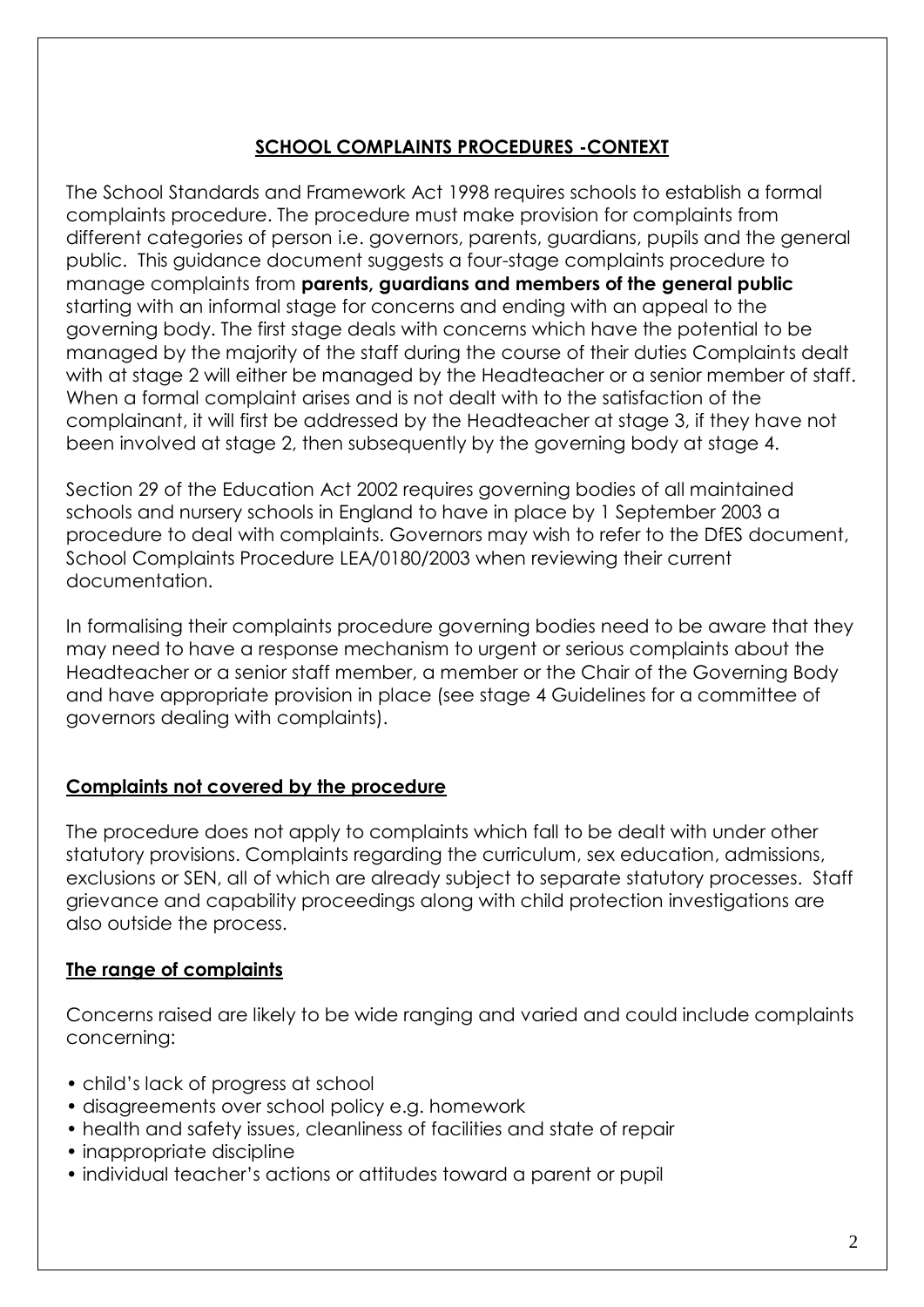## SCHOOL COMPLAINTS PROCEDURES -CONTEXT

The School Standards and Framework Act 1998 requires schools to establish a formal complaints procedure. The procedure must make provision for complaints from different categories of person i.e. governors, parents, guardians, pupils and the general public. This guidance document suggests a four-stage complaints procedure to manage complaints from **parents, guardians and members of the general public** starting with an informal stage for concerns and ending with an appeal to the governing body. The first stage deals with concerns which have the potential to be managed by the majority of the staff during the course of their duties Complaints dealt with at stage 2 will either be managed by the Headteacher or a senior member of staff. When a formal complaint arises and is not dealt with to the satisfaction of the complainant, it will first be addressed by the Headteacher at stage 3, if they have not been involved at stage 2, then subsequently by the governing body at stage 4.

Section 29 of the Education Act 2002 requires governing bodies of all maintained schools and nursery schools in England to have in place by 1 September 2003 a procedure to deal with complaints. Governors may wish to refer to the DfES document, School Complaints Procedure LEA/0180/2003 when reviewing their current documentation.

In formalising their complaints procedure governing bodies need to be aware that they may need to have a response mechanism to urgent or serious complaints about the Headteacher or a senior staff member, a member or the Chair of the Governing Body and have appropriate provision in place (see stage 4 Guidelines for a committee of governors dealing with complaints).

### Complaints not covered by the procedure

The procedure does not apply to complaints which fall to be dealt with under other statutory provisions. Complaints regarding the curriculum, sex education, admissions, exclusions or SEN, all of which are already subject to separate statutory processes. Staff grievance and capability proceedings along with child protection investigations are also outside the process.

### The range of complaints

Concerns raised are likely to be wide ranging and varied and could include complaints concerning:

- child's lack of progress at school
- disagreements over school policy e.g. homework
- health and safety issues, cleanliness of facilities and state of repair
- inappropriate discipline
- individual teacher's actions or attitudes toward a parent or pupil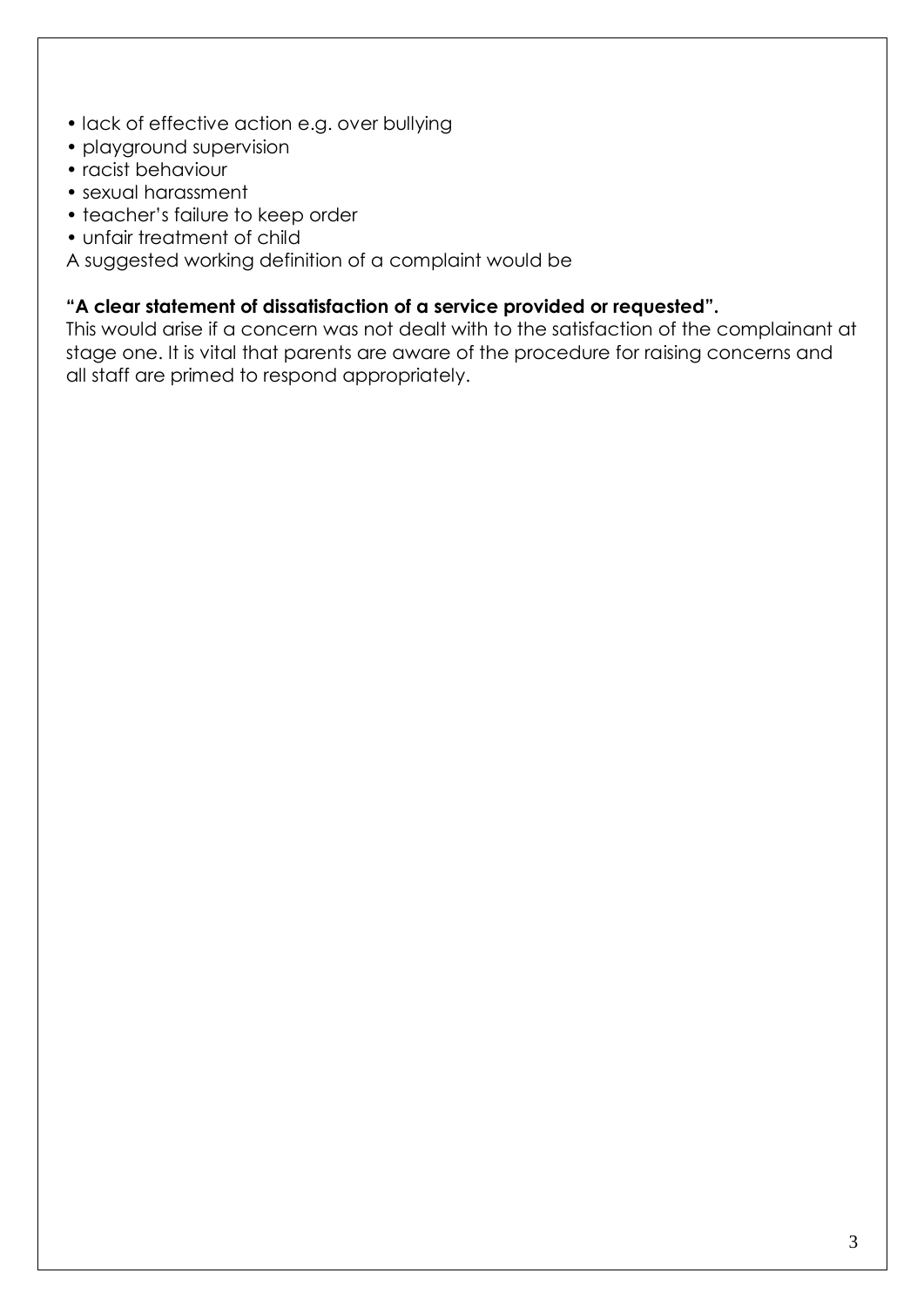- lack of effective action e.g. over bullying
- playground supervision
- racist behaviour
- sexual harassment
- teacher's failure to keep order
- unfair treatment of child

A suggested working definition of a complaint would be

**"A clear statement of dissatisfaction of a service provided or requested".**

This would arise if a concern was not dealt with to the satisfaction of the complainant at stage one. It is vital that parents are aware of the procedure for raising concerns and all staff are primed to respond appropriately.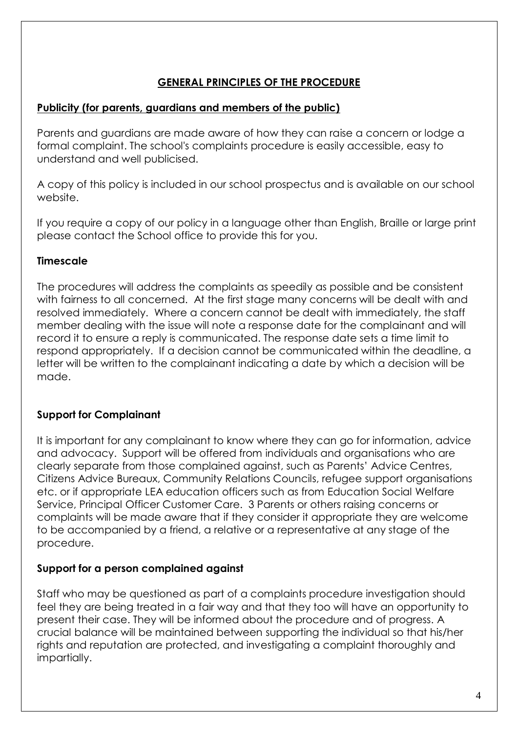## GENERAL PRINCIPLES OF THE PROCEDURE

### Publicity (for parents, guardians and members of the public)

Parents and guardians are made aware of how they can raise a concern or lodge a formal complaint. The school's complaints procedure is easily accessible, easy to understand and well publicised.

A copy of this policy is included in our school prospectus and is available on our school website.

If you require a copy of our policy in a language other than English, Braille or large print please contact the School office to provide this for you.

### Timescale

The procedures will address the complaints as speedily as possible and be consistent with fairness to all concerned. At the first stage many concerns will be dealt with and resolved immediately. Where a concern cannot be dealt with immediately, the staff member dealing with the issue will note a response date for the complainant and will record it to ensure a reply is communicated. The response date sets a time limit to respond appropriately. If a decision cannot be communicated within the deadline, a letter will be written to the complainant indicating a date by which a decision will be made.

### Support for Complainant

It is important for any complainant to know where they can go for information, advice and advocacy. Support will be offered from individuals and organisations who are clearly separate from those complained against, such as Parents' Advice Centres, Citizens Advice Bureaux, Community Relations Councils, refugee support organisations etc. or if appropriate LEA education officers such as from Education Social Welfare Service, Principal Officer Customer Care. 3 Parents or others raising concerns or complaints will be made aware that if they consider it appropriate they are welcome to be accompanied by a friend, a relative or a representative at any stage of the procedure.

### Support for a person complained against

Staff who may be questioned as part of a complaints procedure investigation should feel they are being treated in a fair way and that they too will have an opportunity to present their case. They will be informed about the procedure and of progress. A crucial balance will be maintained between supporting the individual so that his/her rights and reputation are protected, and investigating a complaint thoroughly and impartially.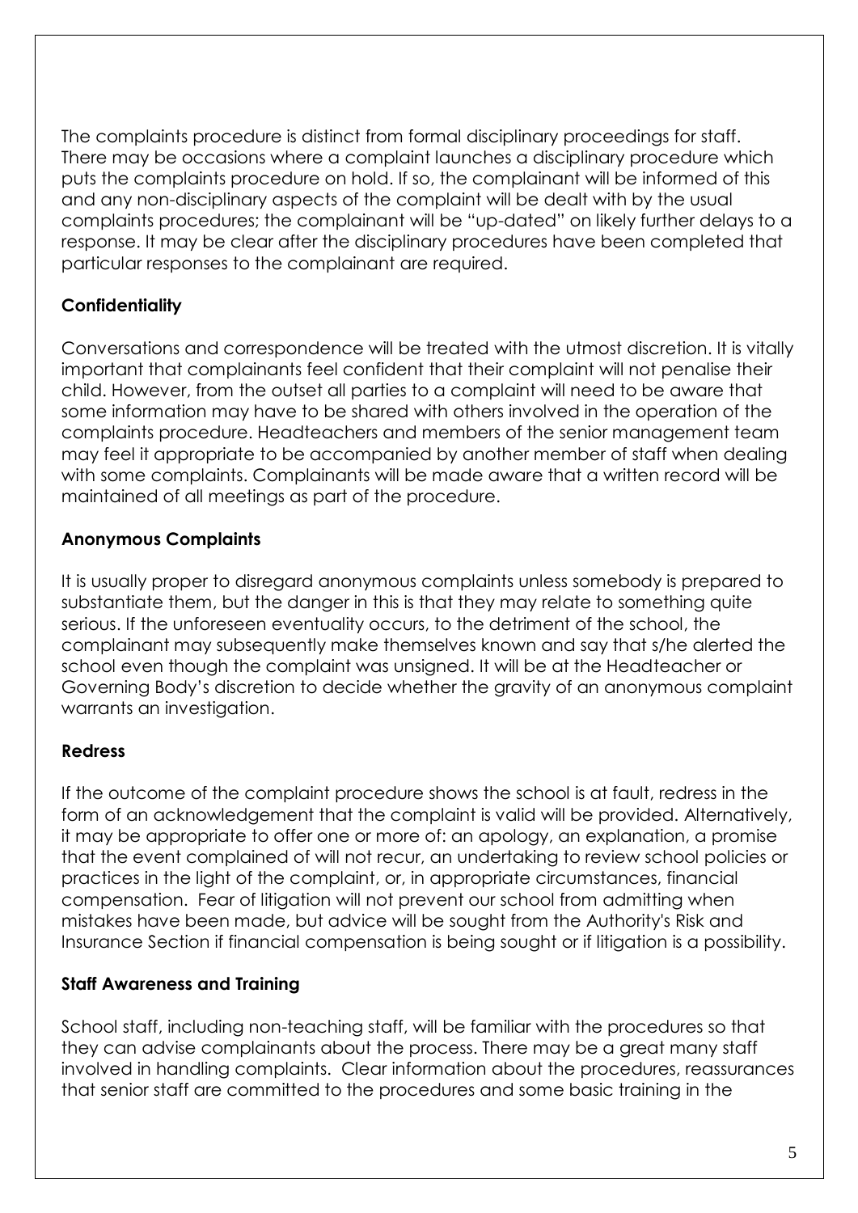The complaints procedure is distinct from formal disciplinary proceedings for staff. There may be occasions where a complaint launches a disciplinary procedure which puts the complaints procedure on hold. If so, the complainant will be informed of this and any non-disciplinary aspects of the complaint will be dealt with by the usual complaints procedures; the complainant will be "up-dated" on likely further delays to a response. It may be clear after the disciplinary procedures have been completed that particular responses to the complainant are required.

**Confidentiality**

Conversations and correspondence will be treated with the utmost discretion. It is vitally important that complainants feel confident that their complaint will not penalise their child. However, from the outset all parties to a complaint will need to be aware that some information may have to be shared with others involved in the operation of the complaints procedure. Headteachers and members of the senior management team may feel it appropriate to be accompanied by another member of staff when dealing with some complaints. Complainants will be made aware that a written record will be maintained of all meetings as part of the procedure.

**Anonymous Complaints**

It is usually proper to disregard anonymous complaints unless somebody is prepared to substantiate them, but the danger in this is that they may relate to something quite serious. If the unforeseen eventuality occurs, to the detriment of the school, the complainant may subsequently make themselves known and say that s/he alerted the school even though the complaint was unsigned. It will be at the Headteacher or Governing Body's discretion to decide whether the gravity of an anonymous complaint warrants an investigation.

**Redress**

If the outcome of the complaint procedure shows the school is at fault, redress in the form of an acknowledgement that the complaint is valid will be provided. Alternatively, it may be appropriate to offer one or more of: an apology, an explanation, a promise that the event complained of will not recur, an undertaking to review school policies or practices in the light of the complaint, or, in appropriate circumstances, financial compensation. Fear of litigation will not prevent our school from admitting when mistakes have been made, but advice will be sought from the Authority's Risk and Insurance Section if financial compensation is being sought or if litigation is a possibility.

**Staff Awareness and Training**

School staff, including non-teaching staff, will be familiar with the procedures so that they can advise complainants about the process. There may be a great many staff involved in handling complaints. Clear information about the procedures, reassurances that senior staff are committed to the procedures and some basic training in the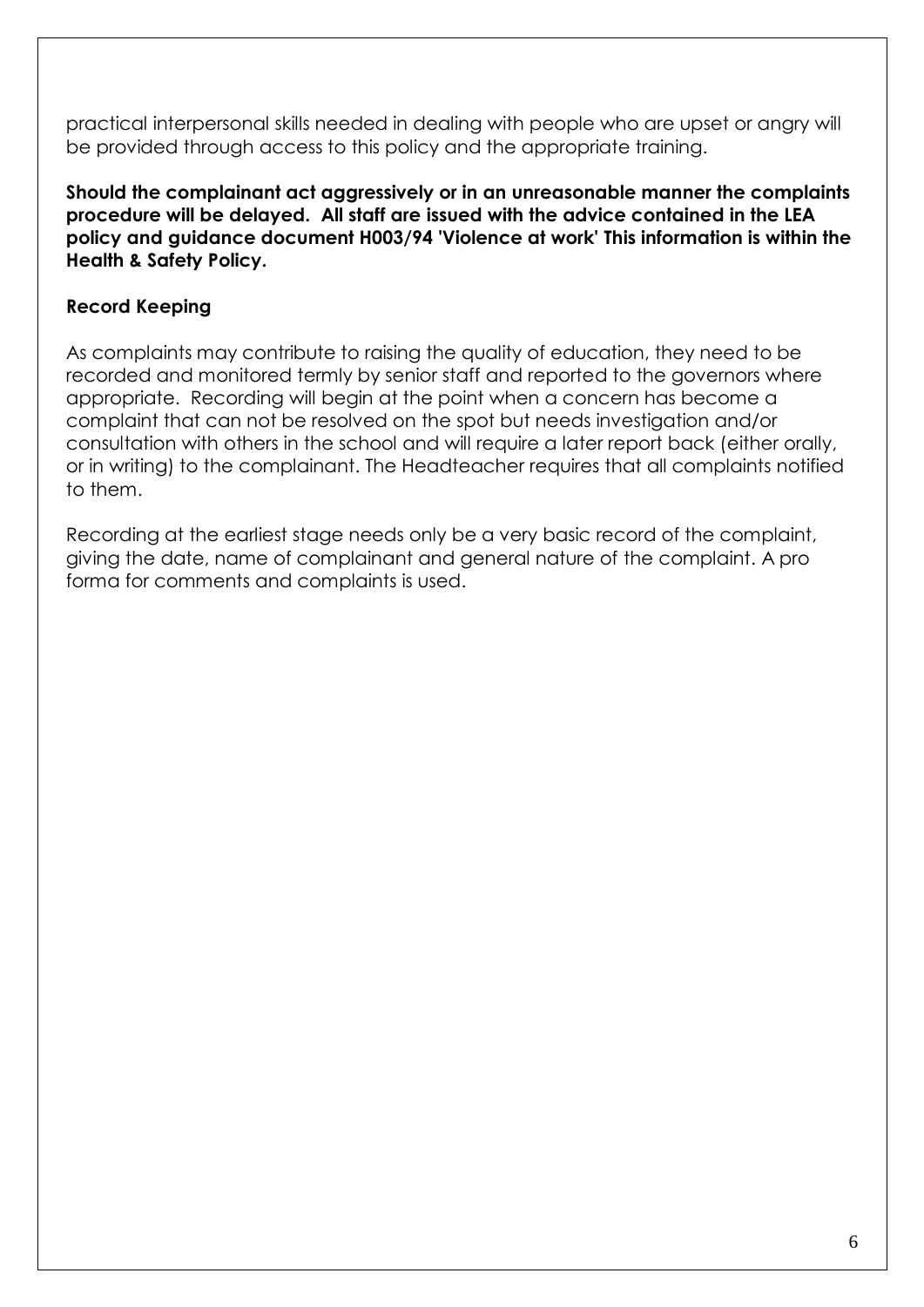practical interpersonal skills needed in dealing with people who are upset or angry will be provided through access to this policy and the appropriate training.

**Should the complainant act aggressively or in an unreasonable manner the complaints procedure will be delayed. All staff are issued with the advice contained in the LEA policy and guidance document H003/94 'Violence at work' This information is within the Health & Safety Policy.**

**Record Keeping**

As complaints may contribute to raising the quality of education, they need to be recorded and monitored termly by senior staff and reported to the governors where appropriate. Recording will begin at the point when a concern has become a complaint that can not be resolved on the spot but needs investigation and/or consultation with others in the school and will require a later report back (either orally, or in writing) to the complainant. The Headteacher requires that all complaints notified to them.

Recording at the earliest stage needs only be a very basic record of the complaint, giving the date, name of complainant and general nature of the complaint. A pro forma for comments and complaints is used.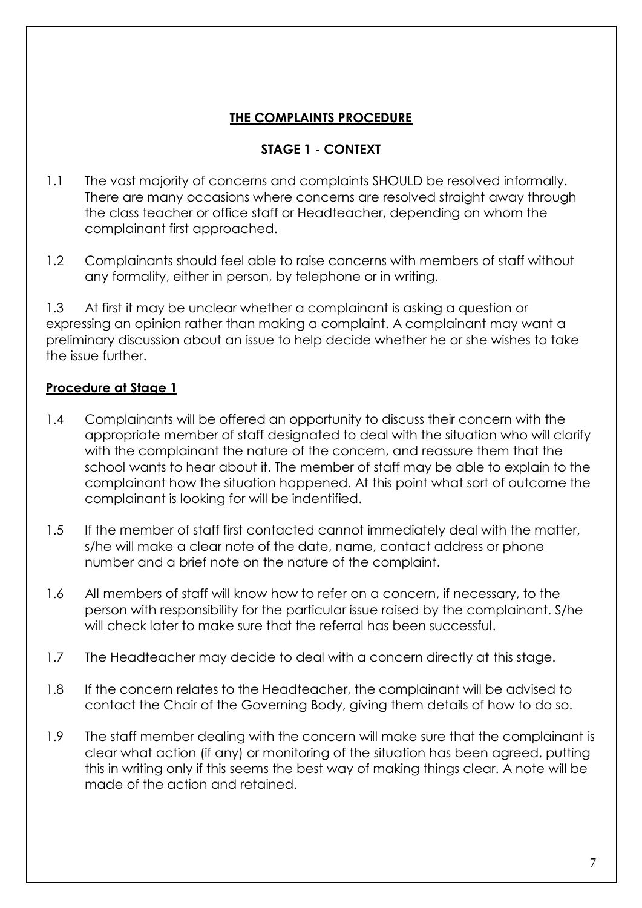## THE COMPLAINTS PROCEDURE

### STAGE 1 - CONTEXT

1.1 The vast majority of concerns and complaints SHOULD be resolved informally. There are many occasions where concerns are resolved straight away through the class teacher or office staff or Headteacher, depending on whom the complainant first approached.

1.2 Complainants should feel able to raise concerns with members of staff without any formality, either in person, by telephone or in writing.

1.3 At first it may be unclear whether a complainant is asking a question or expressing an opinion rather than making a complaint. A complainant may want a preliminary discussion about an issue to help decide whether he or she wishes to take the issue further.

### Procedure at Stage 1

1.4 Complainants will be offered an opportunity to discuss their concern with the appropriate member of staff designated to deal with the situation who will clarify with the complainant the nature of the concern, and reassure them that the school wants to hear about it. The member of staff may be able to explain to the complainant how the situation happened. At this point what sort of outcome the complainant is looking for will be indentified.

1.5 If the member of staff first contacted cannot immediately deal with the matter, s/he will make a clear note of the date, name, contact address or phone number and a brief note on the nature of the complaint.

1.6 All members of staff will know how to refer on a concern, if necessary, to the person with responsibility for the particular issue raised by the complainant. S/he will check later to make sure that the referral has been successful.

1.7 The Headteacher may decide to deal with a concern directly at this stage.

1.8 If the concern relates to the Headteacher, the complainant will be advised to contact the Chair of the Governing Body, giving them details of how to do so.

1.9 The staff member dealing with the concern will make sure that the complainant is clear what action (if any) or monitoring of the situation has been agreed, putting this in writing only if this seems the best way of making things clear. A note will be made of the action and retained.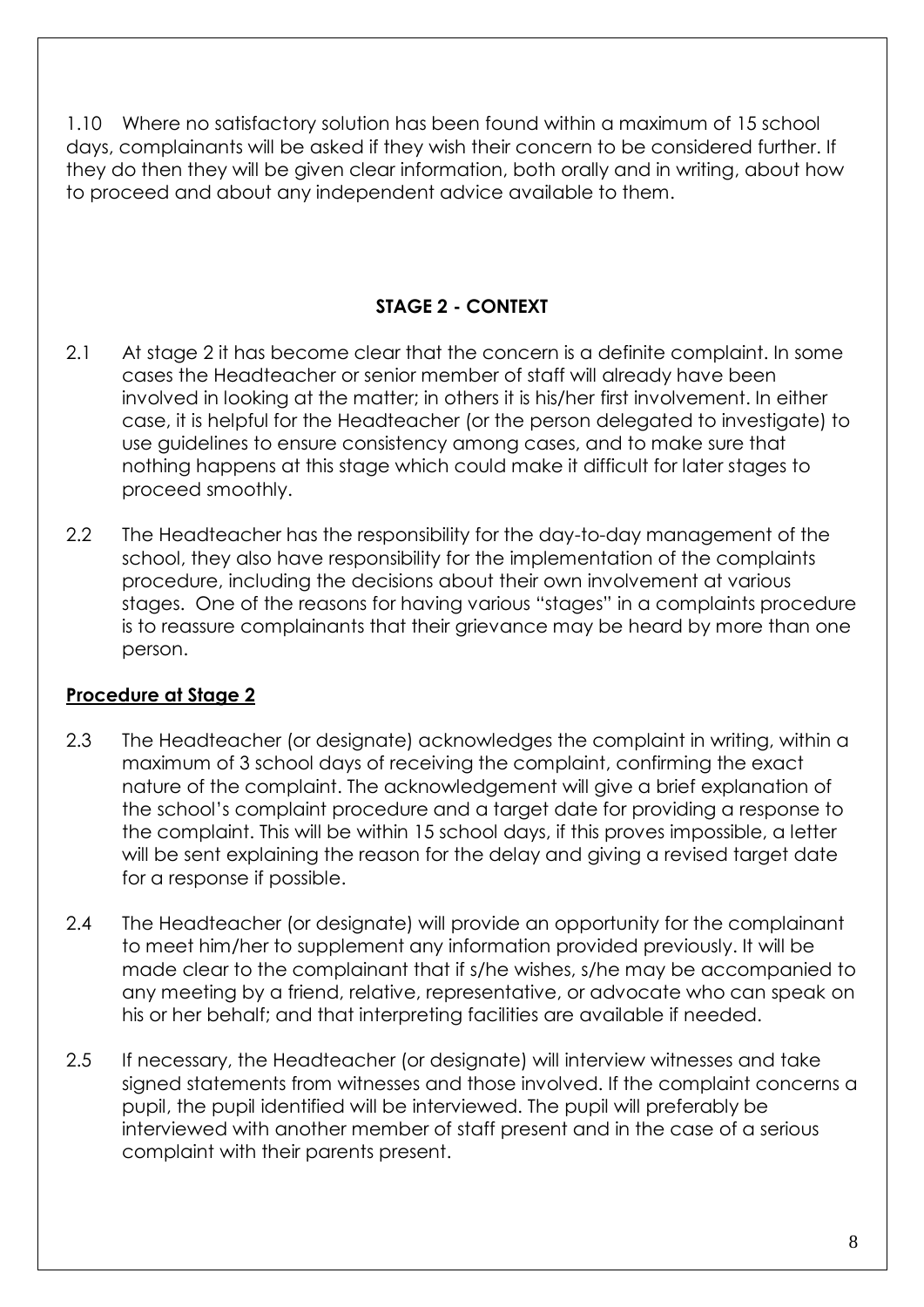1.10 Where no satisfactory solution has been found within a maximum of 15 school days, complainants will be asked if they wish their concern to be considered further. If they do then they will be given clear information, both orally and in writing, about how to proceed and about any independent advice available to them.

## STAGE 2 - CONTEXT

2.1 At stage 2 it has become clear that the concern is a definite complaint. In some cases the Headteacher or senior member of staff will already have been involved in looking at the matter; in others it is his/her first involvement. In either case, it is helpful for the Headteacher (or the person delegated to investigate) to use guidelines to ensure consistency among cases, and to make sure that nothing happens at this stage which could make it difficult for later stages to proceed smoothly.

2.2 The Headteacher has the responsibility for the day-to-day management of the school, they also have responsibility for the implementation of the complaints procedure, including the decisions about their own involvement at various stages. One of the reasons for having various "stages" in a complaints procedure is to reassure complainants that their grievance may be heard by more than one person.

### Procedure at Stage 2

2.3 The Headteacher (or designate) acknowledges the complaint in writing, within a maximum of 3 school days of receiving the complaint, confirming the exact nature of the complaint. The acknowledgement will give a brief explanation of the school's complaint procedure and a target date for providing a response to the complaint. This will be within 15 school days, if this proves impossible, a letter will be sent explaining the reason for the delay and giving a revised target date for a response if possible.

2.4 The Headteacher (or designate) will provide an opportunity for the complainant to meet him/her to supplement any information provided previously. It will be made clear to the complainant that if s/he wishes, s/he may be accompanied to any meeting by a friend, relative, representative, or advocate who can speak on his or her behalf; and that interpreting facilities are available if needed.

2.5 If necessary, the Headteacher (or designate) will interview witnesses and take signed statements from witnesses and those involved. If the complaint concerns a pupil, the pupil identified will be interviewed. The pupil will preferably be interviewed with another member of staff present and in the case of a serious complaint with their parents present.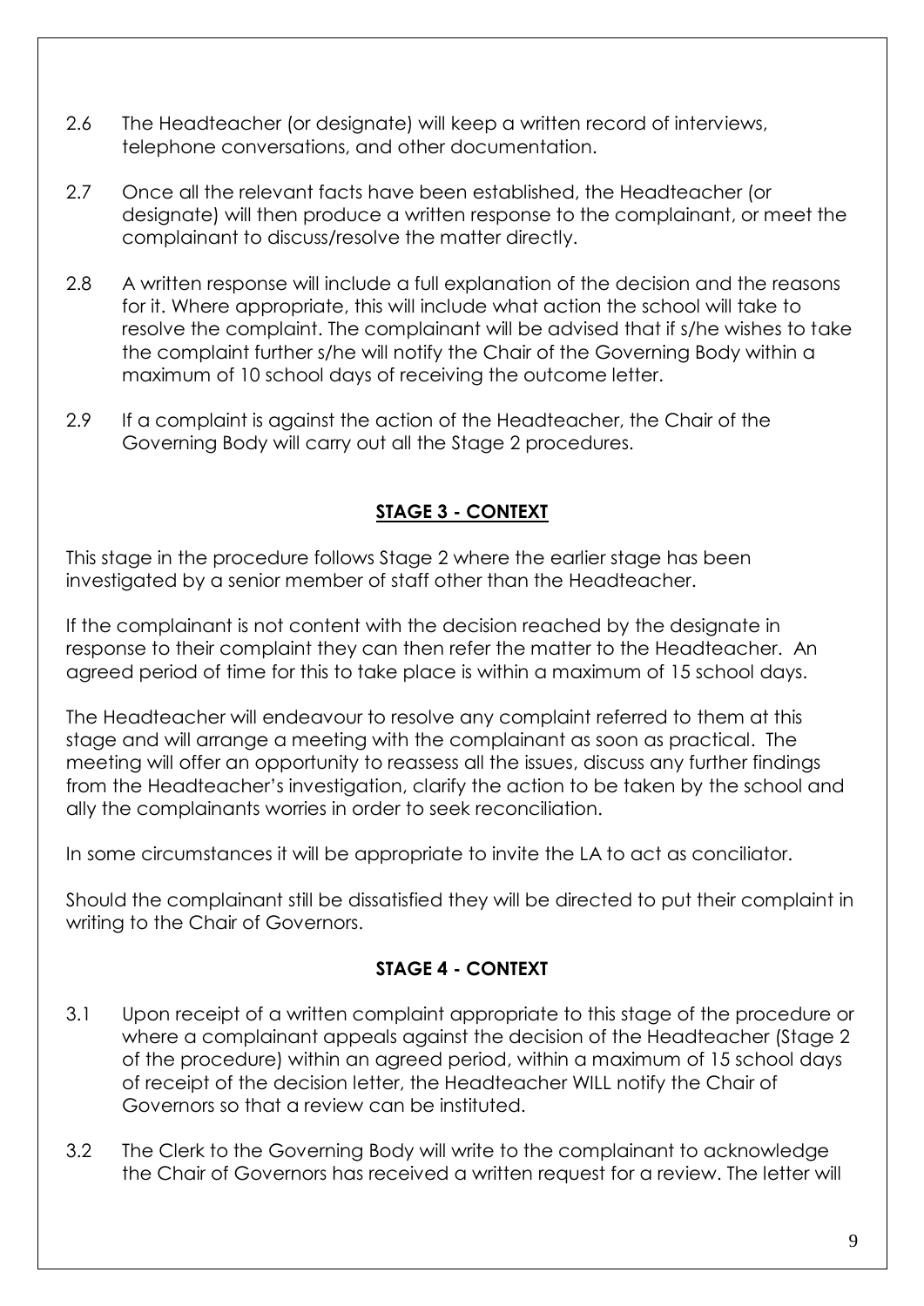2.6 The Headteacher (or designate) will keep a written record of interviews, telephone conversations, and other documentation.

2.7 Once all the relevant facts have been established, the Headteacher (or designate) will then produce a written response to the complainant, or meet the complainant to discuss/resolve the matter directly.

2.8 A written response will include a full explanation of the decision and the reasons for it. Where appropriate, this will include what action the school will take to resolve the complaint. The complainant will be advised that if s/he wishes to take the complaint further s/he will notify the Chair of the Governing Body within a maximum of 10 school days of receiving the outcome letter.

2.9 If a complaint is against the action of the Headteacher, the Chair of the Governing Body will carry out all the Stage 2 procedures.

## STAGE 3 - CONTEXT

This stage in the procedure follows Stage 2 where the earlier stage has been investigated by a senior member of staff other than the Headteacher.

If the complainant is not content with the decision reached by the designate in response to their complaint they can then refer the matter to the Headteacher. An agreed period of time for this to take place is within a maximum of 15 school days.

The Headteacher will endeavour to resolve any complaint referred to them at this stage and will arrange a meeting with the complainant as soon as practical. The meeting will offer an opportunity to reassess all the issues, discuss any further findings from the Headteacher's investigation, clarify the action to be taken by the school and ally the complainants worries in order to seek reconciliation.

In some circumstances it will be appropriate to invite the LA to act as conciliator.

Should the complainant still be dissatisfied they will be directed to put their complaint in writing to the Chair of Governors.

## STAGE 4 - CONTEXT

3.1 Upon receipt of a written complaint appropriate to this stage of the procedure or where a complainant appeals against the decision of the Headteacher (Stage 2 of the procedure) within an agreed period, within a maximum of 15 school days of receipt of the decision letter, the Headteacher WILL notify the Chair of Governors so that a review can be instituted.

3.2 The Clerk to the Governing Body will write to the complainant to acknowledge the Chair of Governors has received a written request for a review. The letter will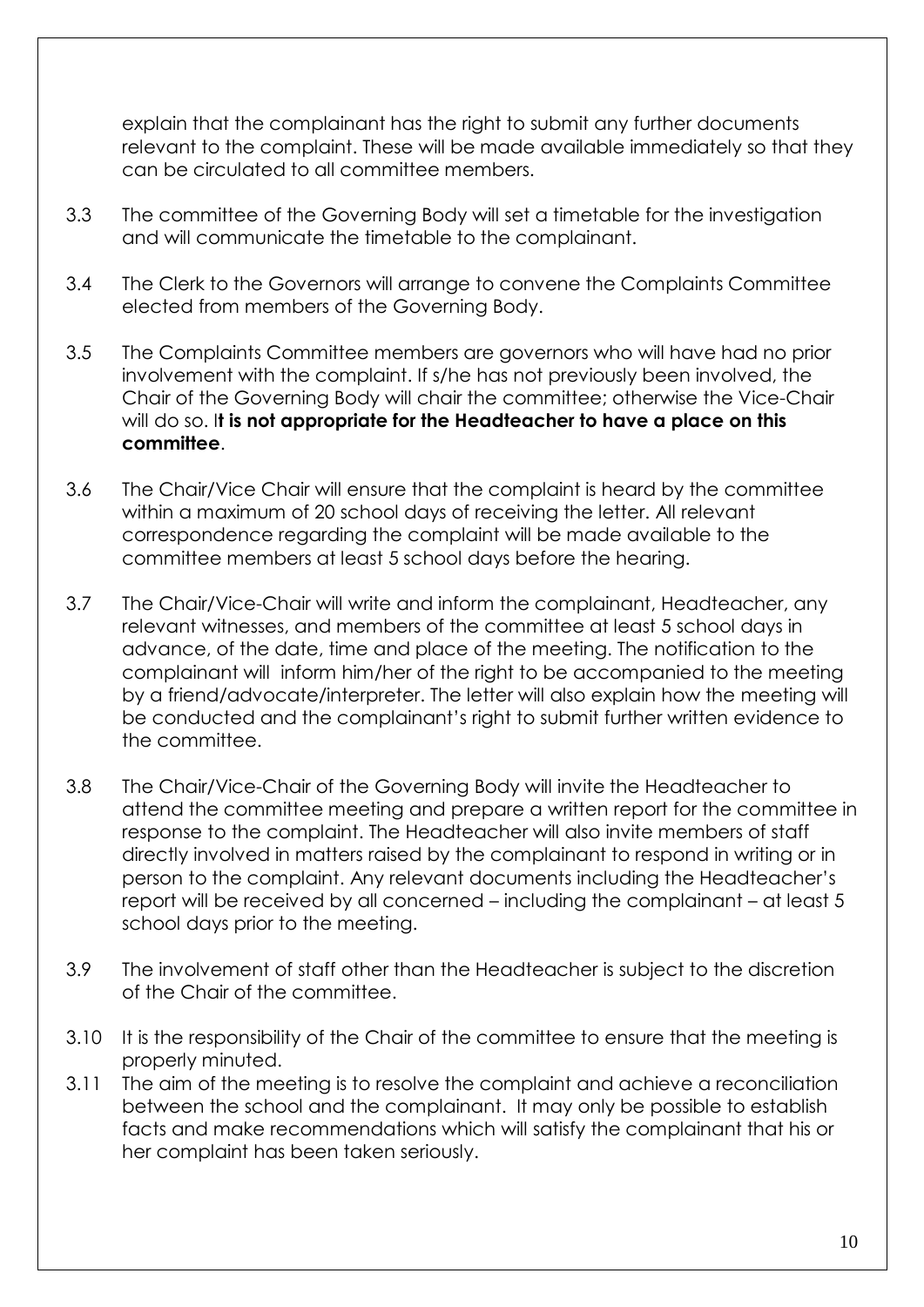explain that the complainant has the right to submit any further documents relevant to the complaint. These will be made available immediately so that they can be circulated to all committee members.

3.3 The committee of the Governing Body will set a timetable for the investigation and will communicate the timetable to the complainant.

3.4 The Clerk to the Governors will arrange to convene the Complaints Committee elected from members of the Governing Body.

3.5 The Complaints Committee members are governors who will have had no prior involvement with the complaint. If s/he has not previously been involved, the Chair of the Governing Body will chair the committee; otherwise the Vice-Chair will do so. I**t is not appropriate for the Headteacher to have a place on this committee**.

3.6 The Chair/Vice Chair will ensure that the complaint is heard by the committee within a maximum of 20 school days of receiving the letter. All relevant correspondence regarding the complaint will be made available to the committee members at least 5 school days before the hearing.

3.7 The Chair/Vice-Chair will write and inform the complainant, Headteacher, any relevant witnesses, and members of the committee at least 5 school days in advance, of the date, time and place of the meeting. The notification to the complainant will inform him/her of the right to be accompanied to the meeting by a friend/advocate/interpreter. The letter will also explain how the meeting will be conducted and the complainant's right to submit further written evidence to the committee.

3.8 The Chair/Vice-Chair of the Governing Body will invite the Headteacher to attend the committee meeting and prepare a written report for the committee in response to the complaint. The Headteacher will also invite members of staff directly involved in matters raised by the complainant to respond in writing or in person to the complaint. Any relevant documents including the Headteacher's report will be received by all concerned – including the complainant – at least 5 school days prior to the meeting.

3.9 The involvement of staff other than the Headteacher is subject to the discretion of the Chair of the committee.

3.10 It is the responsibility of the Chair of the committee to ensure that the meeting is properly minuted.

3.11 The aim of the meeting is to resolve the complaint and achieve a reconciliation between the school and the complainant. It may only be possible to establish facts and make recommendations which will satisfy the complainant that his or her complaint has been taken seriously.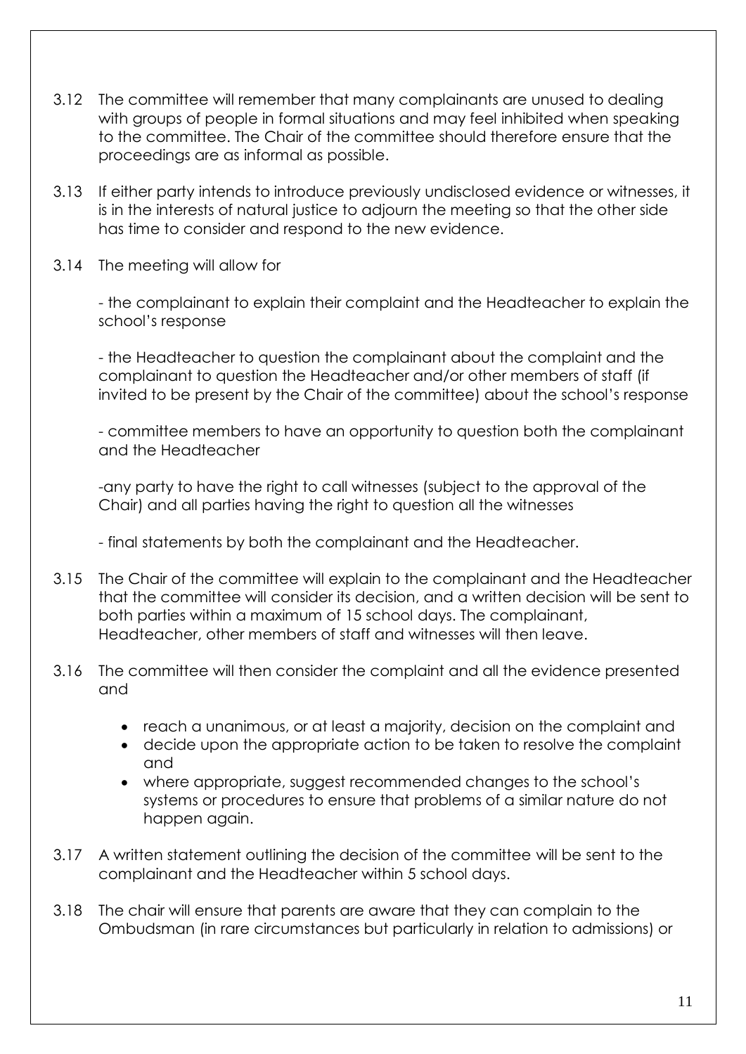3.12 The committee will remember that many complainants are unused to dealing with groups of people in formal situations and may feel inhibited when speaking to the committee. The Chair of the committee should therefore ensure that the proceedings are as informal as possible.

3.13 If either party intends to introduce previously undisclosed evidence or witnesses, it is in the interests of natural justice to adjourn the meeting so that the other side has time to consider and respond to the new evidence.

3.14 The meeting will allow for

- the complainant to explain their complaint and the Headteacher to explain the school's response

- the Headteacher to question the complainant about the complaint and the complainant to question the Headteacher and/or other members of staff (if invited to be present by the Chair of the committee) about the school's response

- committee members to have an opportunity to question both the complainant and the Headteacher

- any party to have the right to call witnesses (subject to the approval of the Chair) and all parties having the right to question all the witnesses

- final statements by both the complainant and the Headteacher.

3.15 The Chair of the committee will explain to the complainant and the Headteacher that the committee will consider its decision, and a written decision will be sent to both parties within a maximum of 15 school days. The complainant, Headteacher, other members of staff and witnesses will then leave.

3.16 The committee will then consider the complaint and all the evidence presented and

- reach a unanimous, or at least a majority, decision on the complaint and
- decide upon the appropriate action to be taken to resolve the complaint and
- where appropriate, suggest recommended changes to the school's systems or procedures to ensure that problems of a similar nature do not happen again.

3.17 A written statement outlining the decision of the committee will be sent to the complainant and the Headteacher within 5 school days.

3.18 The chair will ensure that parents are aware that they can complain to the Ombudsman (in rare circumstances but particularly in relation to admissions) or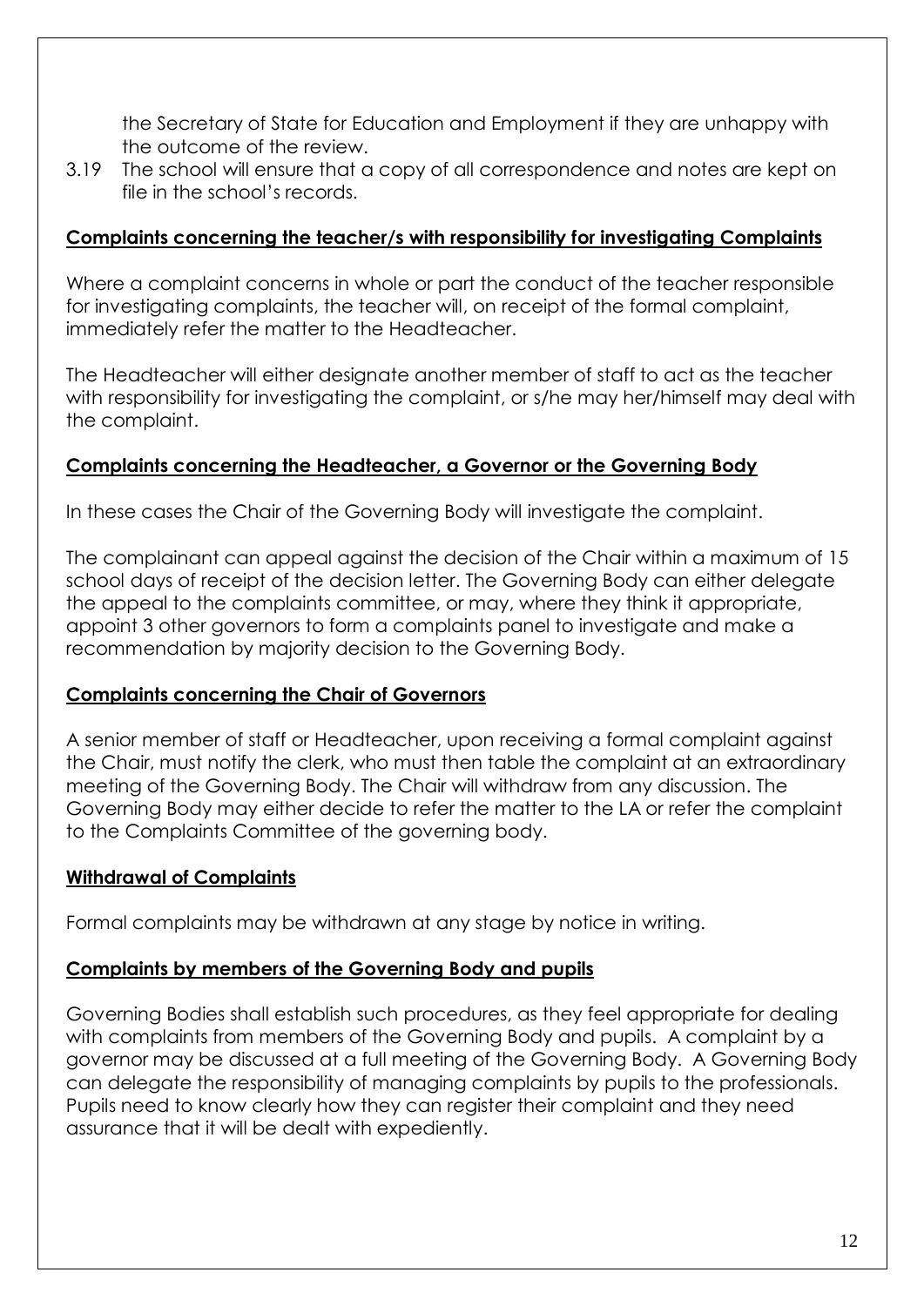the Secretary of State for Education and Employment if they are unhappy with the outcome of the review.

3.19 The school will ensure that a copy of all correspondence and notes are kept on file in the school's records.

**Complaints concerning the teacher/s with responsibility for investigating Complaints**

Where a complaint concerns in whole or part the conduct of the teacher responsible for investigating complaints, the teacher will, on receipt of the formal complaint, immediately refer the matter to the Headteacher.

The Headteacher will either designate another member of staff to act as the teacher with responsibility for investigating the complaint, or s/he may her/himself may deal with the complaint.

**Complaints concerning the Headteacher, a Governor or the Governing Body**

In these cases the Chair of the Governing Body will investigate the complaint.

The complainant can appeal against the decision of the Chair within a maximum of 15 school days of receipt of the decision letter. The Governing Body can either delegate the appeal to the complaints committee, or may, where they think it appropriate, appoint 3 other governors to form a complaints panel to investigate and make a recommendation by majority decision to the Governing Body.

**Complaints concerning the Chair of Governors**

A senior member of staff or Headteacher, upon receiving a formal complaint against the Chair, must notify the clerk, who must then table the complaint at an extraordinary meeting of the Governing Body. The Chair will withdraw from any discussion. The Governing Body may either decide to refer the matter to the LA or refer the complaint to the Complaints Committee of the governing body.

**Withdrawal of Complaints**

Formal complaints may be withdrawn at any stage by notice in writing.

**Complaints by members of the Governing Body and pupils**

Governing Bodies shall establish such procedures, as they feel appropriate for dealing with complaints from members of the Governing Body and pupils. A complaint by a governor may be discussed at a full meeting of the Governing Body. A Governing Body can delegate the responsibility of managing complaints by pupils to the professionals. Pupils need to know clearly how they can register their complaint and they need assurance that it will be dealt with expediently.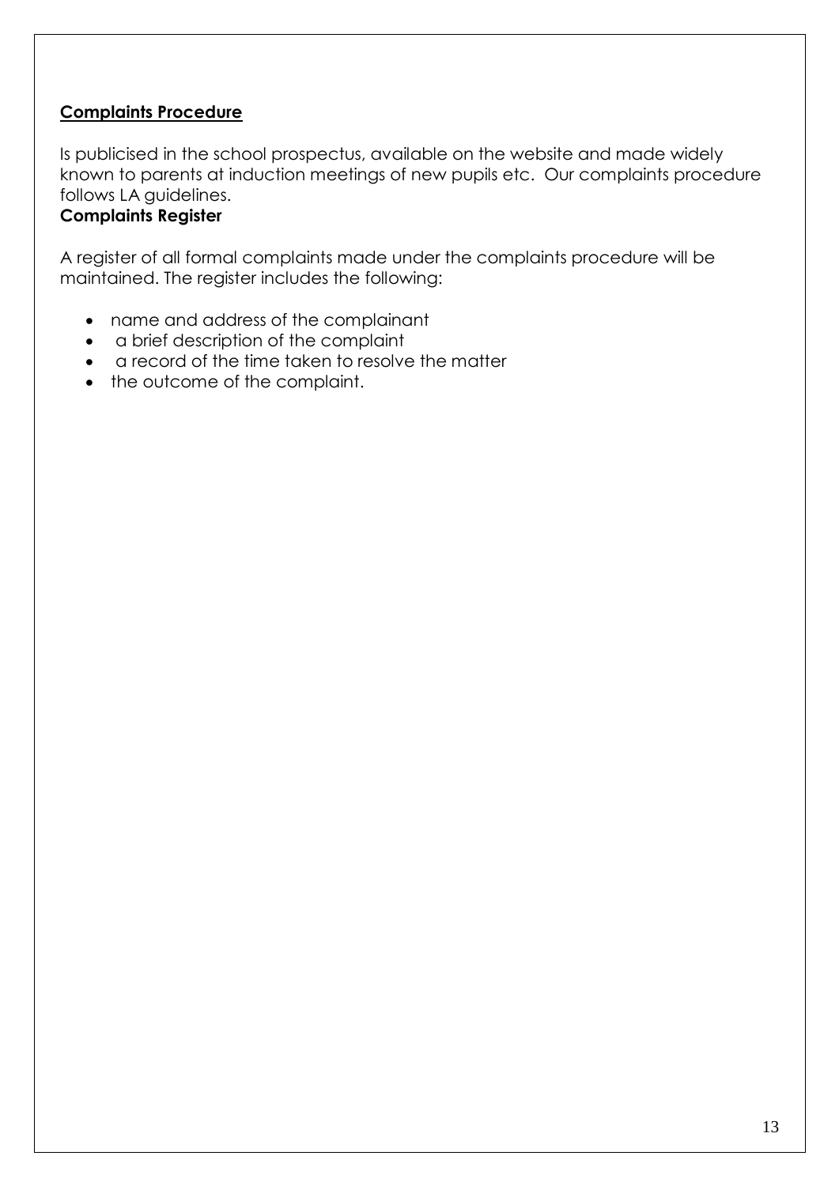**Complaints Procedure**

Is publicised in the school prospectus, available on the website and made widely known to parents at induction meetings of new pupils etc. Our complaints procedure follows LA guidelines.

**Complaints Register**

A register of all formal complaints made under the complaints procedure will be maintained. The register includes the following:

- name and address of the complainant
- a brief description of the complaint
- a record of the time taken to resolve the matter
- the outcome of the complaint.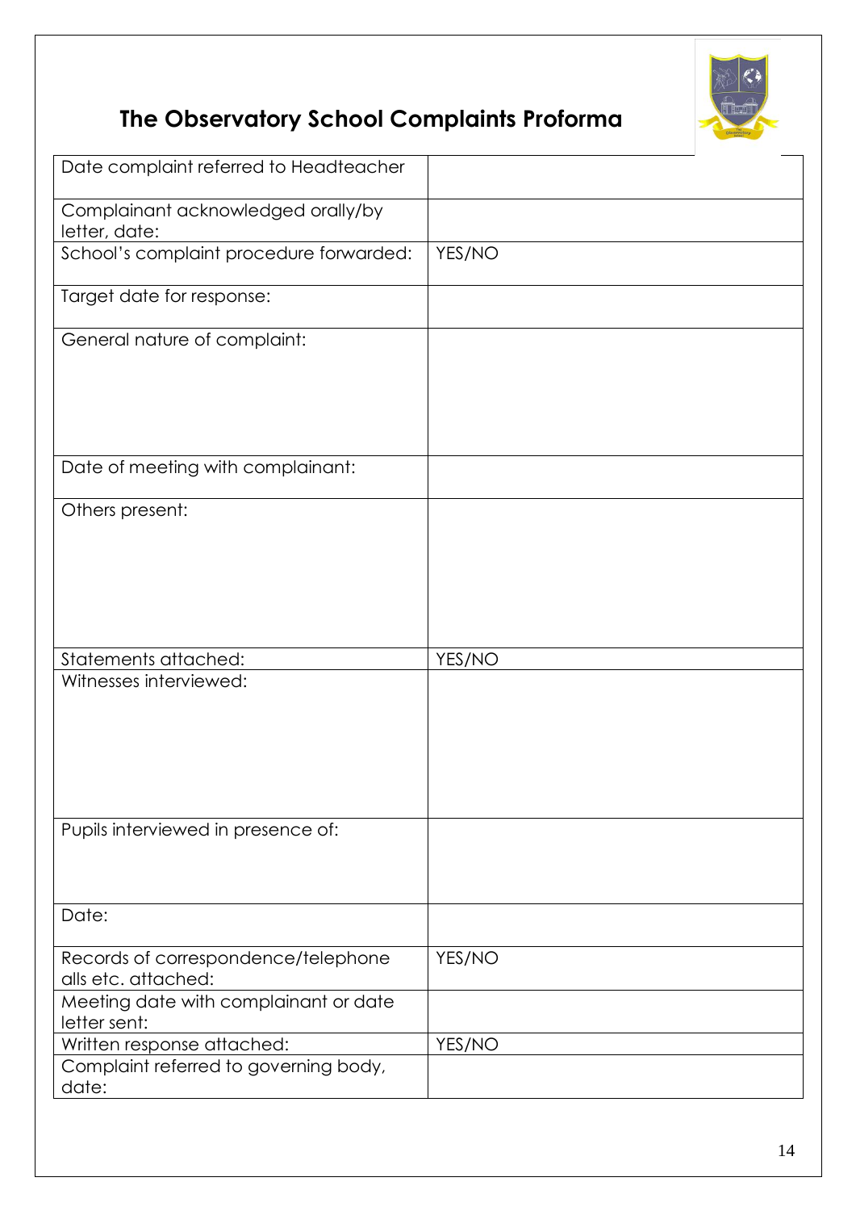# The Observatory School Complaints Proforma

| | |
|---|---|
| Date complaint referred to Headteacher | |
| Complainant acknowledged orally/by letter, date: | |
| School's complaint procedure forwarded: | YES/NO |
| Target date for response: | |
| General nature of complaint: | |
| Date of meeting with complainant: | |
| Others present: | |
| Statements attached: | YES/NO |
| Witnesses interviewed: | |
| Pupils interviewed in presence of: | |
| Date: | |
| Records of correspondence/telephone alls etc. attached: | YES/NO |
| Meeting date with complainant or date letter sent: | |
| Written response attached: | YES/NO |
| Complaint referred to governing body, date: | |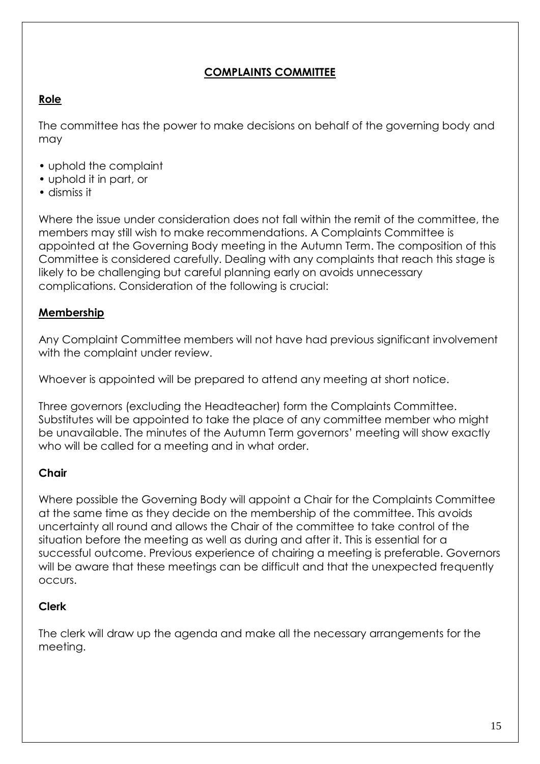## COMPLAINTS COMMITTEE

### Role

The committee has the power to make decisions on behalf of the governing body and may

- uphold the complaint
- uphold it in part, or
- dismiss it

Where the issue under consideration does not fall within the remit of the committee, the members may still wish to make recommendations. A Complaints Committee is appointed at the Governing Body meeting in the Autumn Term. The composition of this Committee is considered carefully. Dealing with any complaints that reach this stage is likely to be challenging but careful planning early on avoids unnecessary complications. Consideration of the following is crucial:

### Membership

Any Complaint Committee members will not have had previous significant involvement with the complaint under review.

Whoever is appointed will be prepared to attend any meeting at short notice.

Three governors (excluding the Headteacher) form the Complaints Committee. Substitutes will be appointed to take the place of any committee member who might be unavailable. The minutes of the Autumn Term governors' meeting will show exactly who will be called for a meeting and in what order.

### Chair

Where possible the Governing Body will appoint a Chair for the Complaints Committee at the same time as they decide on the membership of the committee. This avoids uncertainty all round and allows the Chair of the committee to take control of the situation before the meeting as well as during and after it. This is essential for a successful outcome. Previous experience of chairing a meeting is preferable. Governors will be aware that these meetings can be difficult and that the unexpected frequently occurs.

### Clerk

The clerk will draw up the agenda and make all the necessary arrangements for the meeting.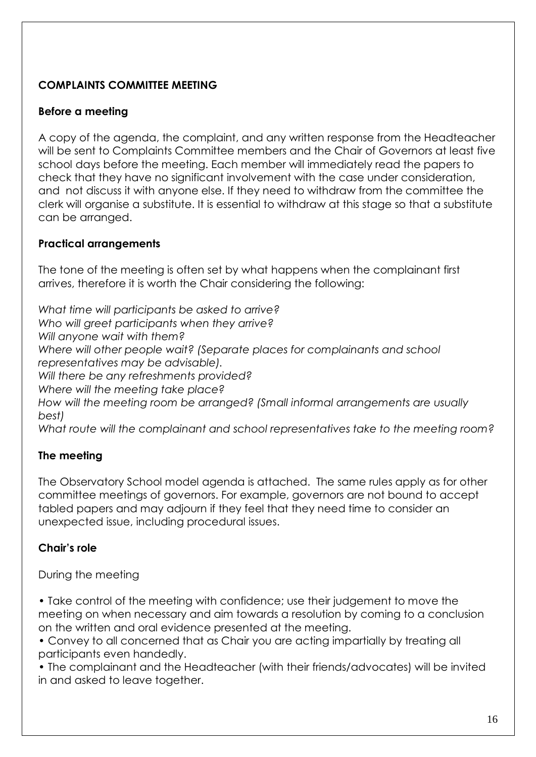## COMPLAINTS COMMITTEE MEETING

### Before a meeting

A copy of the agenda, the complaint, and any written response from the Headteacher will be sent to Complaints Committee members and the Chair of Governors at least five school days before the meeting. Each member will immediately read the papers to check that they have no significant involvement with the case under consideration, and not discuss it with anyone else. If they need to withdraw from the committee the clerk will organise a substitute. It is essential to withdraw at this stage so that a substitute can be arranged.

### Practical arrangements

The tone of the meeting is often set by what happens when the complainant first arrives, therefore it is worth the Chair considering the following:

*What time will participants be asked to arrive?*
*Who will greet participants when they arrive?*
*Will anyone wait with them?*
*Where will other people wait? (Separate places for complainants and school representatives may be advisable).*
*Will there be any refreshments provided?*
*Where will the meeting take place?*
*How will the meeting room be arranged? (Small informal arrangements are usually best)*
*What route will the complainant and school representatives take to the meeting room?*

### The meeting

The Observatory School model agenda is attached. The same rules apply as for other committee meetings of governors. For example, governors are not bound to accept tabled papers and may adjourn if they feel that they need time to consider an unexpected issue, including procedural issues.

### Chair's role

During the meeting

- Take control of the meeting with confidence; use their judgement to move the meeting on when necessary and aim towards a resolution by coming to a conclusion on the written and oral evidence presented at the meeting.
- Convey to all concerned that as Chair you are acting impartially by treating all participants even handedly.
- The complainant and the Headteacher (with their friends/advocates) will be invited in and asked to leave together.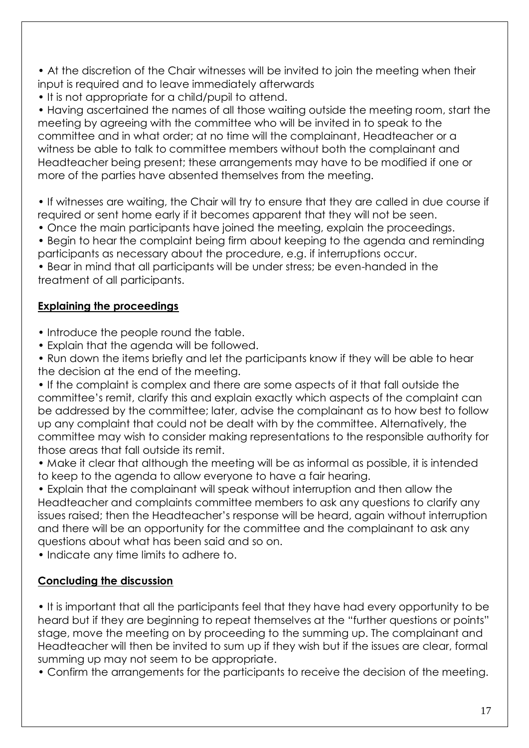- At the discretion of the Chair witnesses will be invited to join the meeting when their input is required and to leave immediately afterwards
- It is not appropriate for a child/pupil to attend.
- Having ascertained the names of all those waiting outside the meeting room, start the meeting by agreeing with the committee who will be invited in to speak to the committee and in what order; at no time will the complainant, Headteacher or a witness be able to talk to committee members without both the complainant and Headteacher being present; these arrangements may have to be modified if one or more of the parties have absented themselves from the meeting.

- If witnesses are waiting, the Chair will try to ensure that they are called in due course if required or sent home early if it becomes apparent that they will not be seen.
- Once the main participants have joined the meeting, explain the proceedings.
- Begin to hear the complaint being firm about keeping to the agenda and reminding participants as necessary about the procedure, e.g. if interruptions occur.
- Bear in mind that all participants will be under stress; be even-handed in the treatment of all participants.

**Explaining the proceedings**

- Introduce the people round the table.
- Explain that the agenda will be followed.
- Run down the items briefly and let the participants know if they will be able to hear the decision at the end of the meeting.
- If the complaint is complex and there are some aspects of it that fall outside the committee's remit, clarify this and explain exactly which aspects of the complaint can be addressed by the committee; later, advise the complainant as to how best to follow up any complaint that could not be dealt with by the committee. Alternatively, the committee may wish to consider making representations to the responsible authority for those areas that fall outside its remit.
- Make it clear that although the meeting will be as informal as possible, it is intended to keep to the agenda to allow everyone to have a fair hearing.
- Explain that the complainant will speak without interruption and then allow the Headteacher and complaints committee members to ask any questions to clarify any issues raised; then the Headteacher's response will be heard, again without interruption and there will be an opportunity for the committee and the complainant to ask any questions about what has been said and so on.
- Indicate any time limits to adhere to.

**Concluding the discussion**

- It is important that all the participants feel that they have had every opportunity to be heard but if they are beginning to repeat themselves at the "further questions or points" stage, move the meeting on by proceeding to the summing up. The complainant and Headteacher will then be invited to sum up if they wish but if the issues are clear, formal summing up may not seem to be appropriate.
- Confirm the arrangements for the participants to receive the decision of the meeting.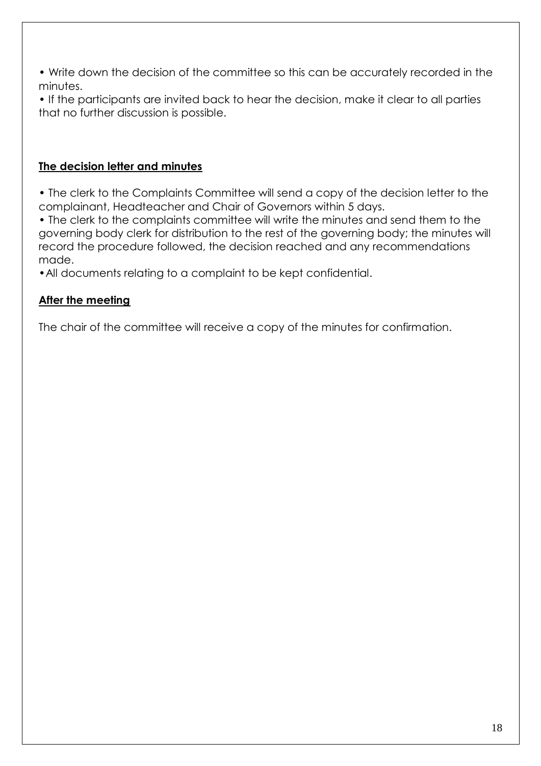- Write down the decision of the committee so this can be accurately recorded in the minutes.
- If the participants are invited back to hear the decision, make it clear to all parties that no further discussion is possible.

## **The decision letter and minutes**

- The clerk to the Complaints Committee will send a copy of the decision letter to the complainant, Headteacher and Chair of Governors within 5 days.
- The clerk to the complaints committee will write the minutes and send them to the governing body clerk for distribution to the rest of the governing body; the minutes will record the procedure followed, the decision reached and any recommendations made.
- All documents relating to a complaint to be kept confidential.

## **After the meeting**

The chair of the committee will receive a copy of the minutes for confirmation.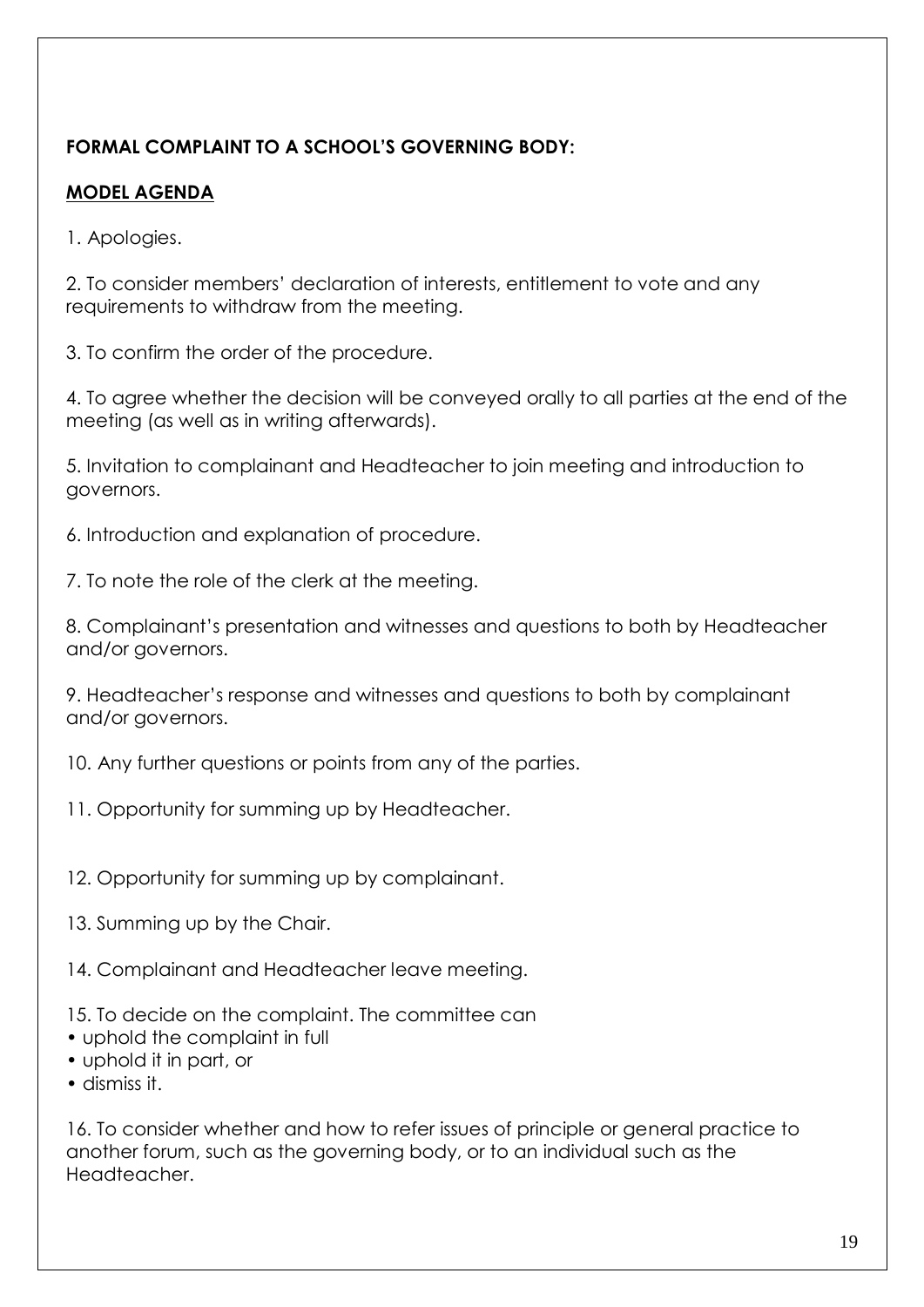**FORMAL COMPLAINT TO A SCHOOL'S GOVERNING BODY:**

**MODEL AGENDA**

1. Apologies.

2. To consider members' declaration of interests, entitlement to vote and any requirements to withdraw from the meeting.

3. To confirm the order of the procedure.

4. To agree whether the decision will be conveyed orally to all parties at the end of the meeting (as well as in writing afterwards).

5. Invitation to complainant and Headteacher to join meeting and introduction to governors.

6. Introduction and explanation of procedure.

7. To note the role of the clerk at the meeting.

8. Complainant's presentation and witnesses and questions to both by Headteacher and/or governors.

9. Headteacher's response and witnesses and questions to both by complainant and/or governors.

10. Any further questions or points from any of the parties.

11. Opportunity for summing up by Headteacher.

12. Opportunity for summing up by complainant.

13. Summing up by the Chair.

14. Complainant and Headteacher leave meeting.

15. To decide on the complaint. The committee can

- uphold the complaint in full
- uphold it in part, or
- dismiss it.

16. To consider whether and how to refer issues of principle or general practice to another forum, such as the governing body, or to an individual such as the Headteacher.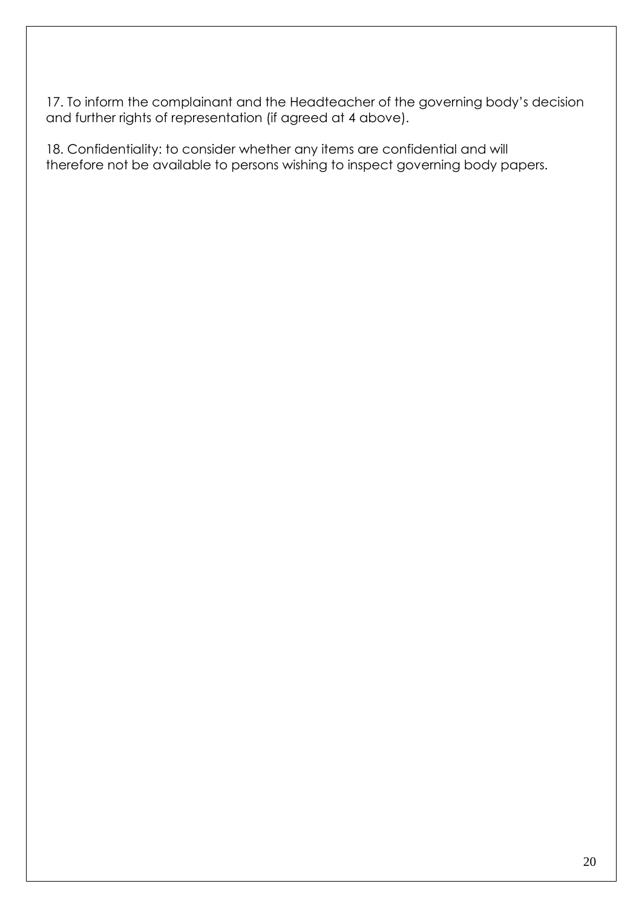17. To inform the complainant and the Headteacher of the governing body's decision and further rights of representation (if agreed at 4 above).

18. Confidentiality: to consider whether any items are confidential and will therefore not be available to persons wishing to inspect governing body papers.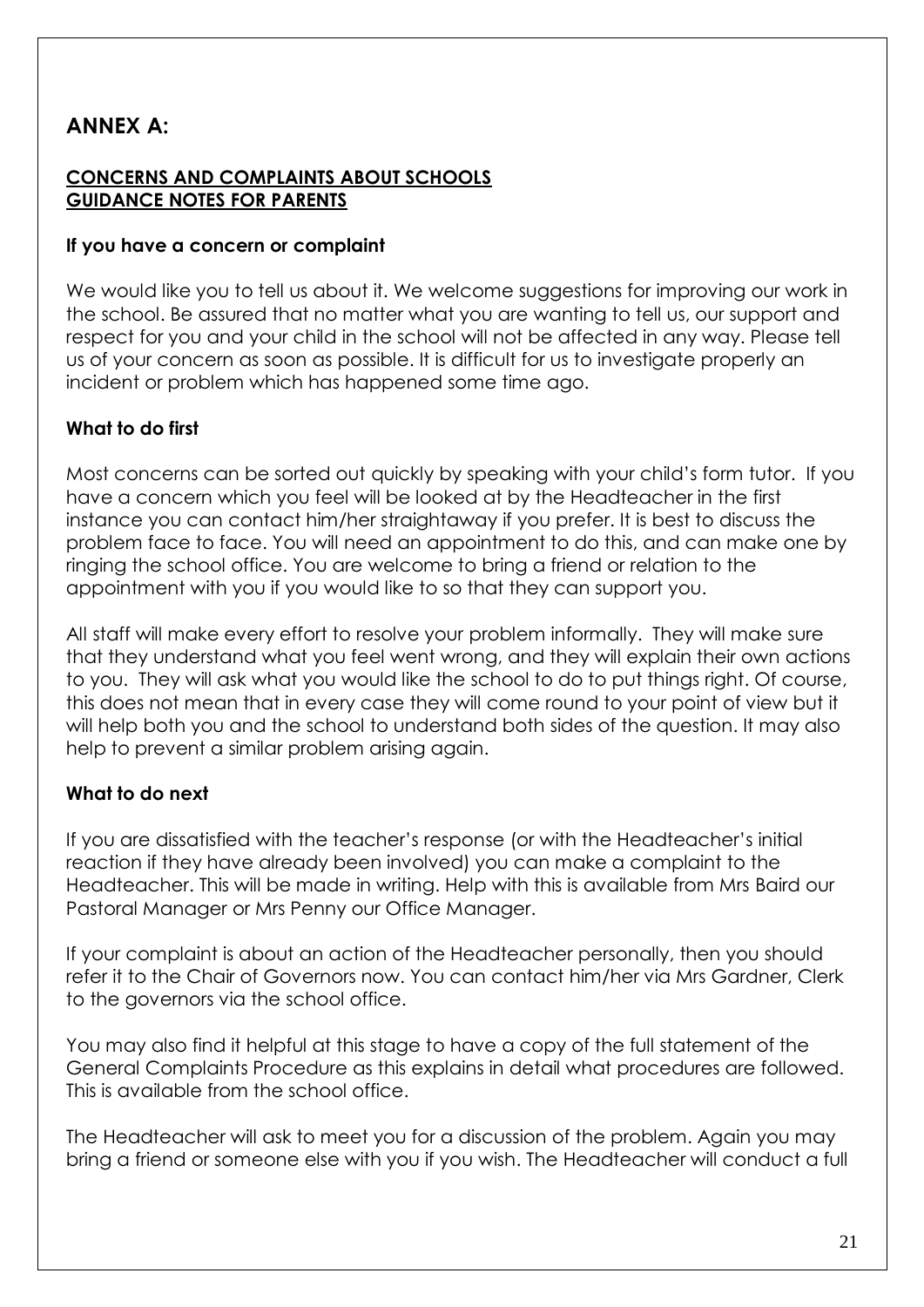## ANNEX A:

**CONCERNS AND COMPLAINTS ABOUT SCHOOLS**
**GUIDANCE NOTES FOR PARENTS**

### If you have a concern or complaint

We would like you to tell us about it. We welcome suggestions for improving our work in the school. Be assured that no matter what you are wanting to tell us, our support and respect for you and your child in the school will not be affected in any way. Please tell us of your concern as soon as possible. It is difficult for us to investigate properly an incident or problem which has happened some time ago.

### What to do first

Most concerns can be sorted out quickly by speaking with your child's form tutor. If you have a concern which you feel will be looked at by the Headteacher in the first instance you can contact him/her straightaway if you prefer. It is best to discuss the problem face to face. You will need an appointment to do this, and can make one by ringing the school office. You are welcome to bring a friend or relation to the appointment with you if you would like to so that they can support you.

All staff will make every effort to resolve your problem informally. They will make sure that they understand what you feel went wrong, and they will explain their own actions to you. They will ask what you would like the school to do to put things right. Of course, this does not mean that in every case they will come round to your point of view but it will help both you and the school to understand both sides of the question. It may also help to prevent a similar problem arising again.

### What to do next

If you are dissatisfied with the teacher's response (or with the Headteacher's initial reaction if they have already been involved) you can make a complaint to the Headteacher. This will be made in writing. Help with this is available from Mrs Baird our Pastoral Manager or Mrs Penny our Office Manager.

If your complaint is about an action of the Headteacher personally, then you should refer it to the Chair of Governors now. You can contact him/her via Mrs Gardner, Clerk to the governors via the school office.

You may also find it helpful at this stage to have a copy of the full statement of the General Complaints Procedure as this explains in detail what procedures are followed. This is available from the school office.

The Headteacher will ask to meet you for a discussion of the problem. Again you may bring a friend or someone else with you if you wish. The Headteacher will conduct a full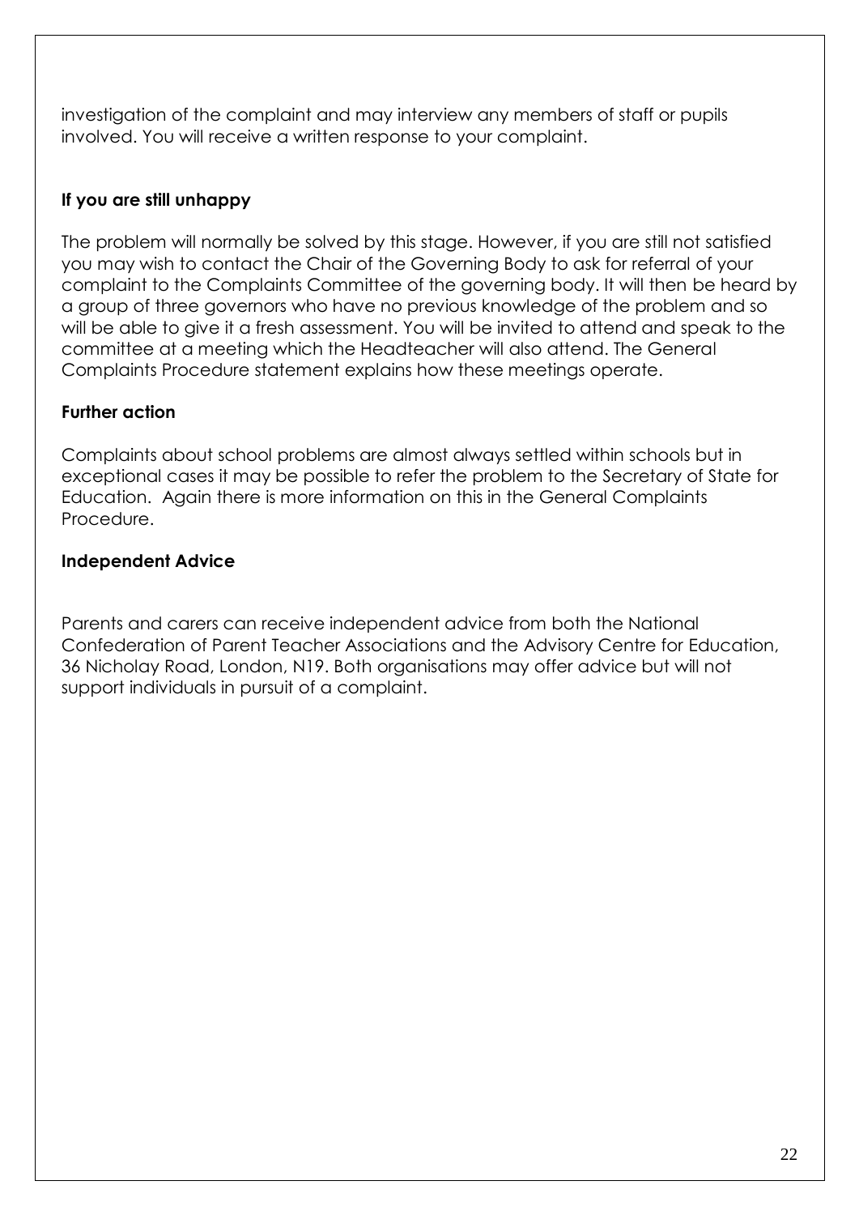investigation of the complaint and may interview any members of staff or pupils involved. You will receive a written response to your complaint.

**If you are still unhappy**

The problem will normally be solved by this stage. However, if you are still not satisfied you may wish to contact the Chair of the Governing Body to ask for referral of your complaint to the Complaints Committee of the governing body. It will then be heard by a group of three governors who have no previous knowledge of the problem and so will be able to give it a fresh assessment. You will be invited to attend and speak to the committee at a meeting which the Headteacher will also attend. The General Complaints Procedure statement explains how these meetings operate.

**Further action**

Complaints about school problems are almost always settled within schools but in exceptional cases it may be possible to refer the problem to the Secretary of State for Education. Again there is more information on this in the General Complaints Procedure.

**Independent Advice**

Parents and carers can receive independent advice from both the National Confederation of Parent Teacher Associations and the Advisory Centre for Education, 36 Nicholay Road, London, N19. Both organisations may offer advice but will not support individuals in pursuit of a complaint.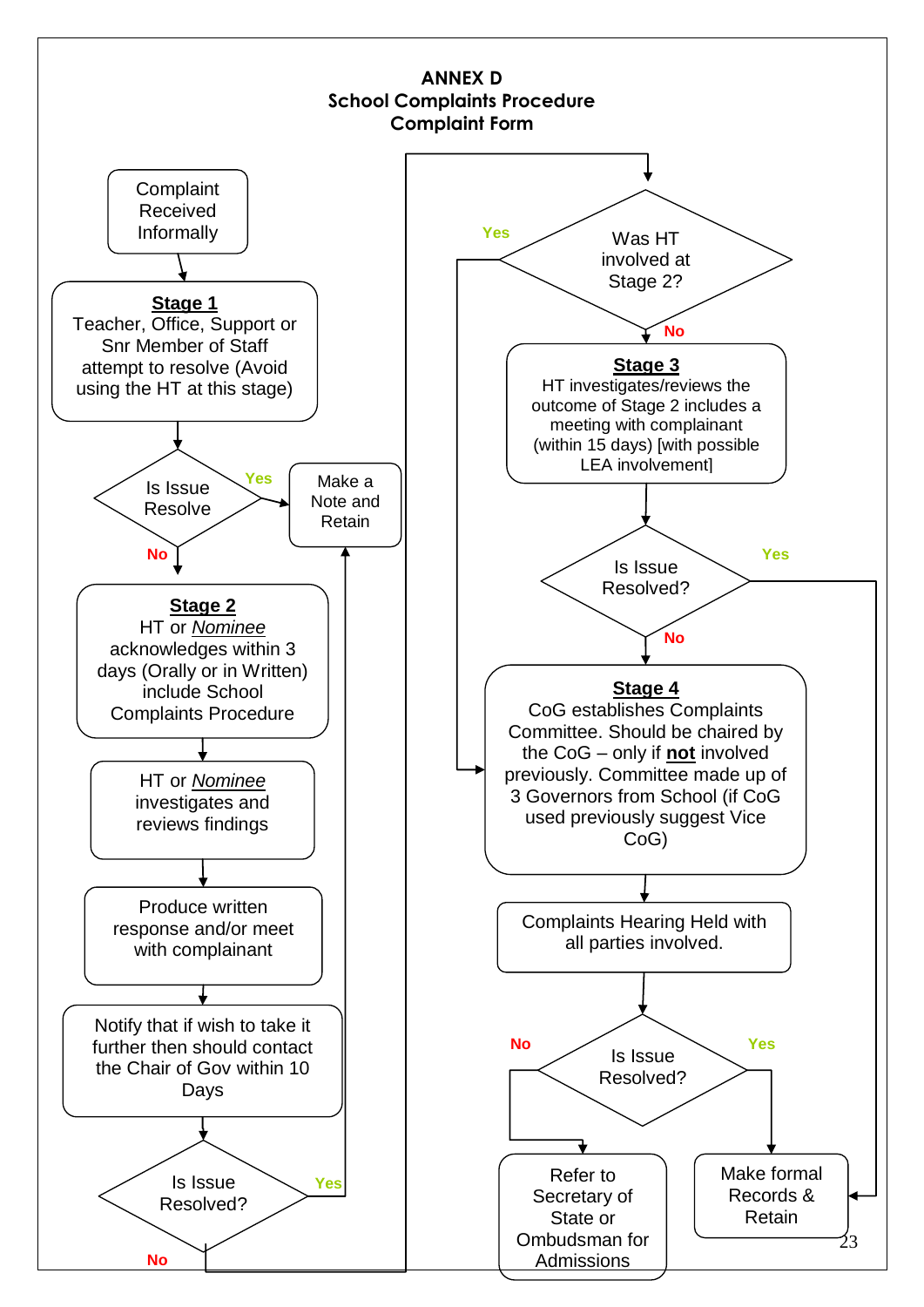# ANNEX D
## School Complaints Procedure
## Complaint Form

Complaint Received Informally

**Stage 1**
Teacher, Office, Support or Snr Member of Staff attempt to resolve (Avoid using the HT at this stage)

Is Issue Resolve — Yes → Make a Note and Retain

No

**Stage 2**
HT or *Nominee* acknowledges within 3 days (Orally or in Written) include School Complaints Procedure

HT or *Nominee* investigates and reviews findings

Produce written response and/or meet with complainant

Notify that if wish to take it further then should contact the Chair of Gov within 10 Days

Is Issue Resolved? — Yes → Make a Note and Retain

No

Was HT involved at Stage 2? — Yes → Stage 4

No

**Stage 3**
HT investigates/reviews the outcome of Stage 2 includes a meeting with complainant (within 15 days) [with possible LEA involvement]

Is Issue Resolved? — Yes → Make formal Records & Retain

No

**Stage 4**
CoG establishes Complaints Committee. Should be chaired by the CoG – only if **not** involved previously. Committee made up of 3 Governors from School (if CoG used previously suggest Vice CoG)

Complaints Hearing Held with all parties involved.

Is Issue Resolved?

No → Refer to Secretary of State or Ombudsman for Admissions

Yes → Make formal Records & Retain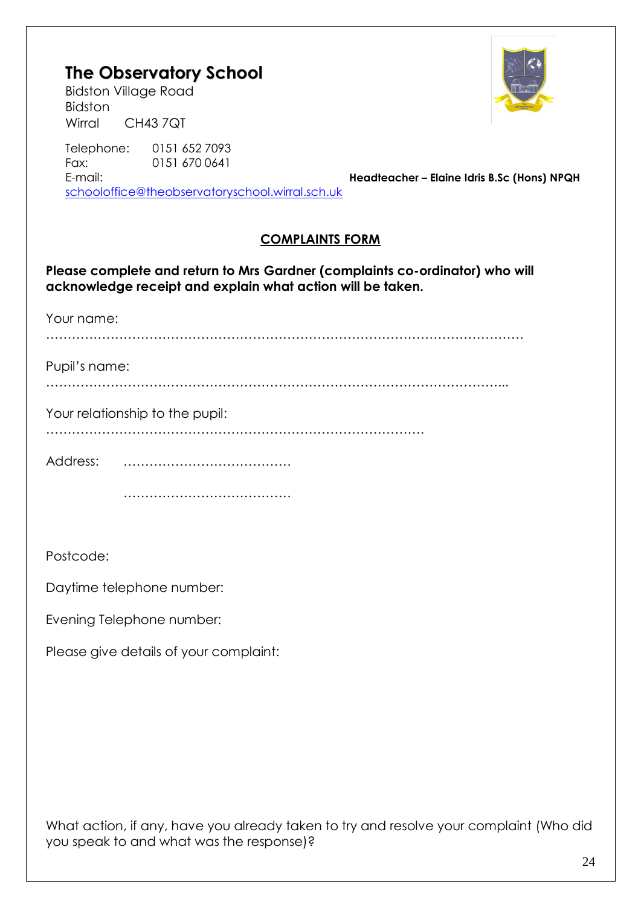# The Observatory School

Bidston Village Road
Bidston
Wirral CH43 7QT

Telephone: 0151 652 7093
Fax: 0151 670 0641
E-mail: schooloffice@theobservatoryschool.wirral.sch.uk

**Headteacher – Elaine Idris B.Sc (Hons) NPQH**

## COMPLAINTS FORM

**Please complete and return to Mrs Gardner (complaints co-ordinator) who will acknowledge receipt and explain what action will be taken.**

Your name:

…………………………………………………………………………………………………

Pupil's name:

………………………………………………………………………………………………...

Your relationship to the pupil:

…………………………………………………………………………….

Address: …………………………………

…………………………………

Postcode:

Daytime telephone number:

Evening Telephone number:

Please give details of your complaint:

What action, if any, have you already taken to try and resolve your complaint (Who did you speak to and what was the response)?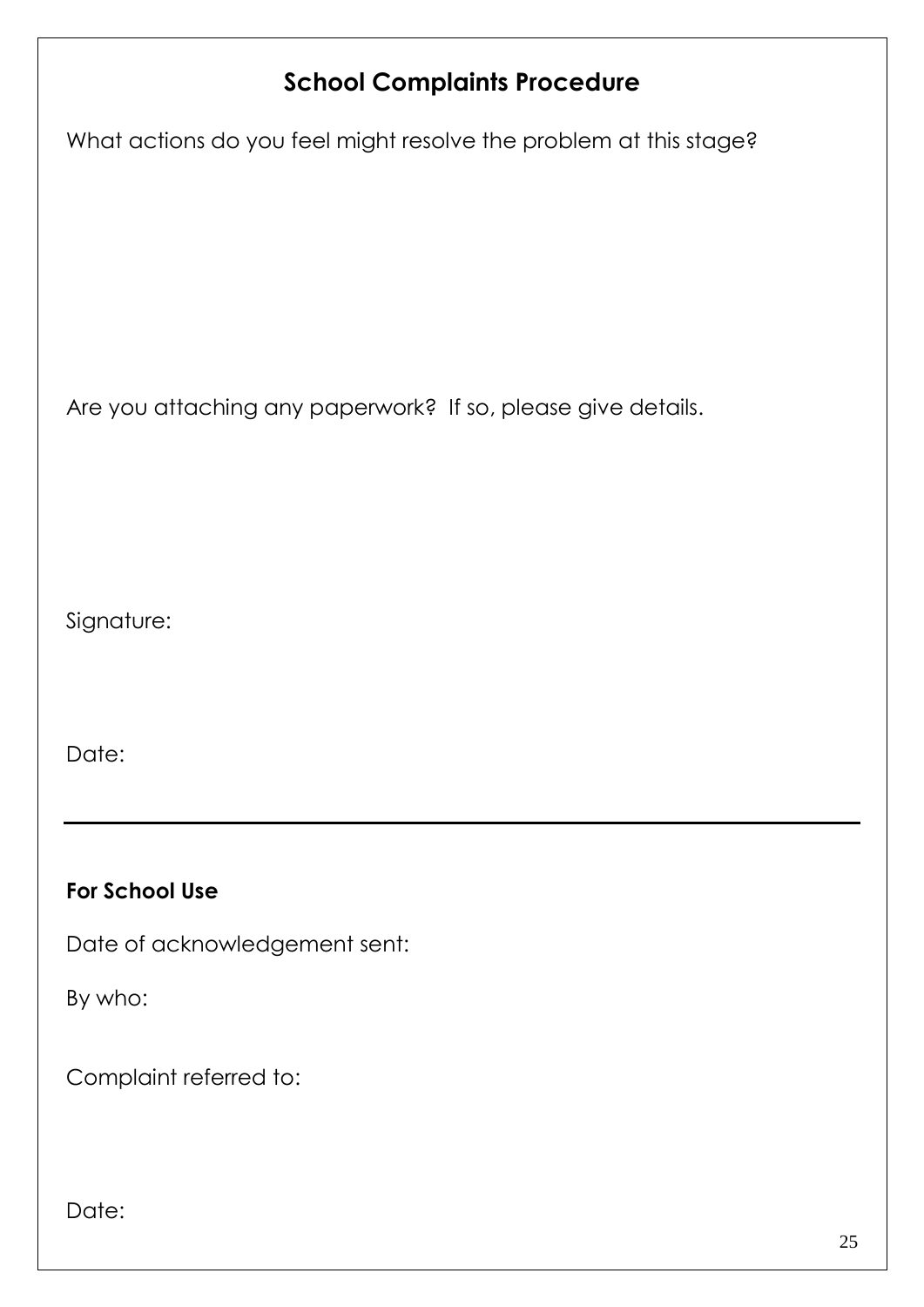## School Complaints Procedure

What actions do you feel might resolve the problem at this stage?

Are you attaching any paperwork? If so, please give details.

Signature:

Date:

---

**For School Use**

Date of acknowledgement sent:

By who:

Complaint referred to:

Date: